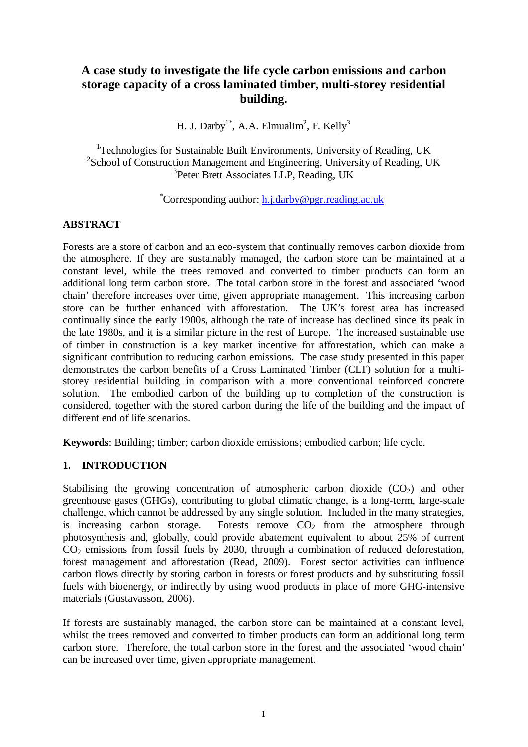# A case study to investigate the life cycle carbon emissions and carbon storage capacity of a cross laminated timber, multi-storey residential building.

H. J. Darby[1*], A.A. Elmualim[2], F. Kelly[3]

[1]Technologies for Sustainable Built Environments, University of Reading, UK
[2]School of Construction Management and Engineering, University of Reading, UK
[3]Peter Brett Associates LLP, Reading, UK

[*]Corresponding author: h.j.darby@pgr.reading.ac.uk

## ABSTRACT

Forests are a store of carbon and an eco-system that continually removes carbon dioxide from the atmosphere. If they are sustainably managed, the carbon store can be maintained at a constant level, while the trees removed and converted to timber products can form an additional long term carbon store. The total carbon store in the forest and associated 'wood chain' therefore increases over time, given appropriate management. This increasing carbon store can be further enhanced with afforestation. The UK's forest area has increased continually since the early 1900s, although the rate of increase has declined since its peak in the late 1980s, and it is a similar picture in the rest of Europe. The increased sustainable use of timber in construction is a key market incentive for afforestation, which can make a significant contribution to reducing carbon emissions. The case study presented in this paper demonstrates the carbon benefits of a Cross Laminated Timber (CLT) solution for a multi-storey residential building in comparison with a more conventional reinforced concrete solution. The embodied carbon of the building up to completion of the construction is considered, together with the stored carbon during the life of the building and the impact of different end of life scenarios.

**Keywords**: Building; timber; carbon dioxide emissions; embodied carbon; life cycle.

## 1. INTRODUCTION

Stabilising the growing concentration of atmospheric carbon dioxide ($CO_2$) and other greenhouse gases (GHGs), contributing to global climatic change, is a long-term, large-scale challenge, which cannot be addressed by any single solution. Included in the many strategies, is increasing carbon storage. Forests remove $CO_2$ from the atmosphere through photosynthesis and, globally, could provide abatement equivalent to about 25% of current $CO_2$ emissions from fossil fuels by 2030, through a combination of reduced deforestation, forest management and afforestation (Read, 2009). Forest sector activities can influence carbon flows directly by storing carbon in forests or forest products and by substituting fossil fuels with bioenergy, or indirectly by using wood products in place of more GHG-intensive materials (Gustavasson, 2006).

If forests are sustainably managed, the carbon store can be maintained at a constant level, whilst the trees removed and converted to timber products can form an additional long term carbon store. Therefore, the total carbon store in the forest and the associated 'wood chain' can be increased over time, given appropriate management.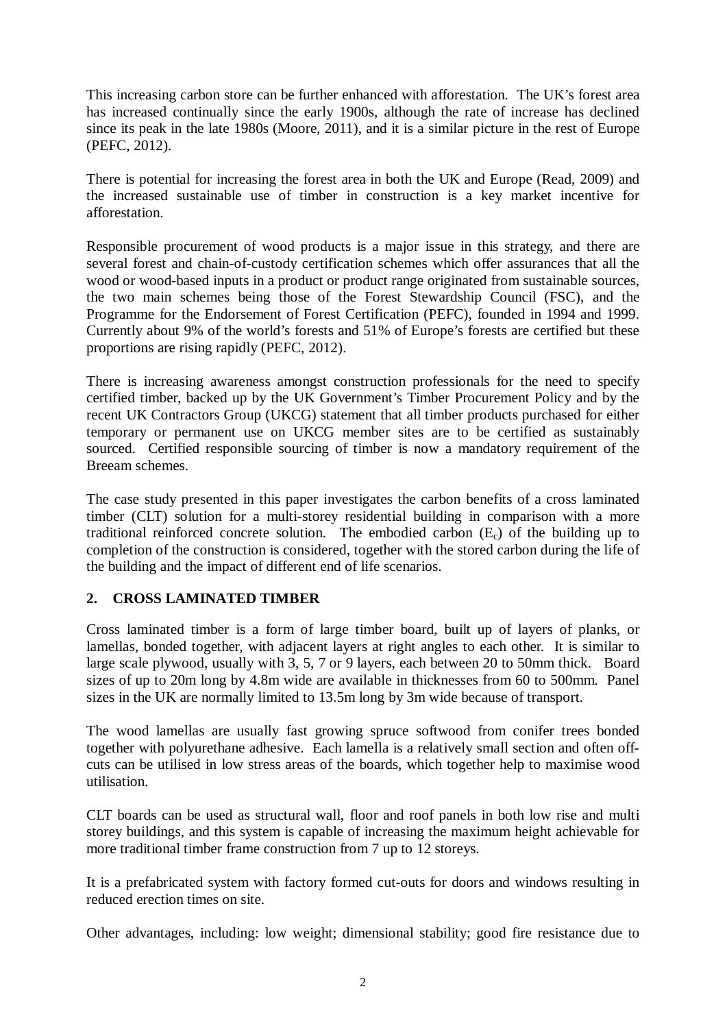This increasing carbon store can be further enhanced with afforestation. The UK's forest area has increased continually since the early 1900s, although the rate of increase has declined since its peak in the late 1980s (Moore, 2011), and it is a similar picture in the rest of Europe (PEFC, 2012).

There is potential for increasing the forest area in both the UK and Europe (Read, 2009) and the increased sustainable use of timber in construction is a key market incentive for afforestation.

Responsible procurement of wood products is a major issue in this strategy, and there are several forest and chain-of-custody certification schemes which offer assurances that all the wood or wood-based inputs in a product or product range originated from sustainable sources, the two main schemes being those of the Forest Stewardship Council (FSC), and the Programme for the Endorsement of Forest Certification (PEFC), founded in 1994 and 1999. Currently about 9% of the world's forests and 51% of Europe's forests are certified but these proportions are rising rapidly (PEFC, 2012).

There is increasing awareness amongst construction professionals for the need to specify certified timber, backed up by the UK Government's Timber Procurement Policy and by the recent UK Contractors Group (UKCG) statement that all timber products purchased for either temporary or permanent use on UKCG member sites are to be certified as sustainably sourced. Certified responsible sourcing of timber is now a mandatory requirement of the Breeam schemes.

The case study presented in this paper investigates the carbon benefits of a cross laminated timber (CLT) solution for a multi-storey residential building in comparison with a more traditional reinforced concrete solution. The embodied carbon ($E_c$) of the building up to completion of the construction is considered, together with the stored carbon during the life of the building and the impact of different end of life scenarios.

## 2. CROSS LAMINATED TIMBER

Cross laminated timber is a form of large timber board, built up of layers of planks, or lamellas, bonded together, with adjacent layers at right angles to each other. It is similar to large scale plywood, usually with 3, 5, 7 or 9 layers, each between 20 to 50mm thick. Board sizes of up to 20m long by 4.8m wide are available in thicknesses from 60 to 500mm. Panel sizes in the UK are normally limited to 13.5m long by 3m wide because of transport.

The wood lamellas are usually fast growing spruce softwood from conifer trees bonded together with polyurethane adhesive. Each lamella is a relatively small section and often off-cuts can be utilised in low stress areas of the boards, which together help to maximise wood utilisation.

CLT boards can be used as structural wall, floor and roof panels in both low rise and multi storey buildings, and this system is capable of increasing the maximum height achievable for more traditional timber frame construction from 7 up to 12 storeys.

It is a prefabricated system with factory formed cut-outs for doors and windows resulting in reduced erection times on site.

Other advantages, including: low weight; dimensional stability; good fire resistance due to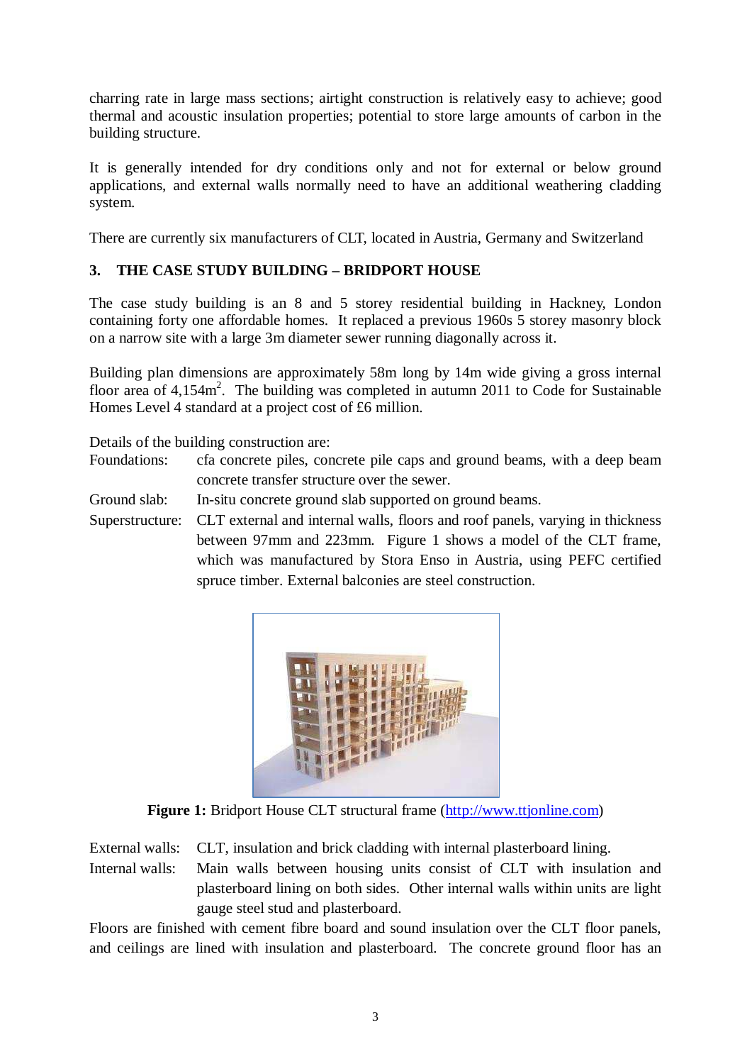charring rate in large mass sections; airtight construction is relatively easy to achieve; good thermal and acoustic insulation properties; potential to store large amounts of carbon in the building structure.

It is generally intended for dry conditions only and not for external or below ground applications, and external walls normally need to have an additional weathering cladding system.

There are currently six manufacturers of CLT, located in Austria, Germany and Switzerland

## 3. THE CASE STUDY BUILDING – BRIDPORT HOUSE

The case study building is an 8 and 5 storey residential building in Hackney, London containing forty one affordable homes. It replaced a previous 1960s 5 storey masonry block on a narrow site with a large 3m diameter sewer running diagonally across it.

Building plan dimensions are approximately 58m long by 14m wide giving a gross internal floor area of 4,154m$^2$. The building was completed in autumn 2011 to Code for Sustainable Homes Level 4 standard at a project cost of £6 million.

Details of the building construction are:

Foundations: cfa concrete piles, concrete pile caps and ground beams, with a deep beam concrete transfer structure over the sewer.

Ground slab: In-situ concrete ground slab supported on ground beams.

Superstructure: CLT external and internal walls, floors and roof panels, varying in thickness between 97mm and 223mm. Figure 1 shows a model of the CLT frame, which was manufactured by Stora Enso in Austria, using PEFC certified spruce timber. External balconies are steel construction.

**Figure 1:** Bridport House CLT structural frame (http://www.ttjonline.com)

External walls: CLT, insulation and brick cladding with internal plasterboard lining.

Internal walls: Main walls between housing units consist of CLT with insulation and plasterboard lining on both sides. Other internal walls within units are light gauge steel stud and plasterboard.

Floors are finished with cement fibre board and sound insulation over the CLT floor panels, and ceilings are lined with insulation and plasterboard. The concrete ground floor has an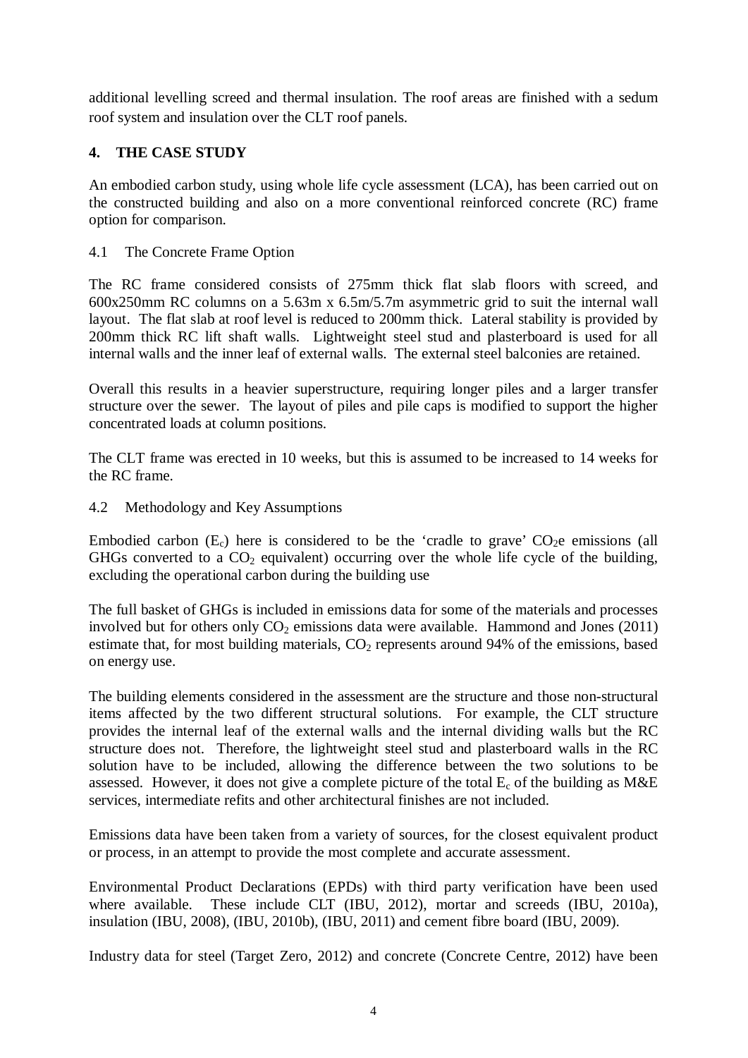additional levelling screed and thermal insulation. The roof areas are finished with a sedum roof system and insulation over the CLT roof panels.

## 4. THE CASE STUDY

An embodied carbon study, using whole life cycle assessment (LCA), has been carried out on the constructed building and also on a more conventional reinforced concrete (RC) frame option for comparison.

### 4.1 The Concrete Frame Option

The RC frame considered consists of 275mm thick flat slab floors with screed, and 600x250mm RC columns on a 5.63m x 6.5m/5.7m asymmetric grid to suit the internal wall layout. The flat slab at roof level is reduced to 200mm thick. Lateral stability is provided by 200mm thick RC lift shaft walls. Lightweight steel stud and plasterboard is used for all internal walls and the inner leaf of external walls. The external steel balconies are retained.

Overall this results in a heavier superstructure, requiring longer piles and a larger transfer structure over the sewer. The layout of piles and pile caps is modified to support the higher concentrated loads at column positions.

The CLT frame was erected in 10 weeks, but this is assumed to be increased to 14 weeks for the RC frame.

### 4.2 Methodology and Key Assumptions

Embodied carbon ($E_c$) here is considered to be the 'cradle to grave' $CO_2e$ emissions (all GHGs converted to a $CO_2$ equivalent) occurring over the whole life cycle of the building, excluding the operational carbon during the building use

The full basket of GHGs is included in emissions data for some of the materials and processes involved but for others only $CO_2$ emissions data were available. Hammond and Jones (2011) estimate that, for most building materials, $CO_2$ represents around 94% of the emissions, based on energy use.

The building elements considered in the assessment are the structure and those non-structural items affected by the two different structural solutions. For example, the CLT structure provides the internal leaf of the external walls and the internal dividing walls but the RC structure does not. Therefore, the lightweight steel stud and plasterboard walls in the RC solution have to be included, allowing the difference between the two solutions to be assessed. However, it does not give a complete picture of the total $E_c$ of the building as M&E services, intermediate refits and other architectural finishes are not included.

Emissions data have been taken from a variety of sources, for the closest equivalent product or process, in an attempt to provide the most complete and accurate assessment.

Environmental Product Declarations (EPDs) with third party verification have been used where available. These include CLT (IBU, 2012), mortar and screeds (IBU, 2010a), insulation (IBU, 2008), (IBU, 2010b), (IBU, 2011) and cement fibre board (IBU, 2009).

Industry data for steel (Target Zero, 2012) and concrete (Concrete Centre, 2012) have been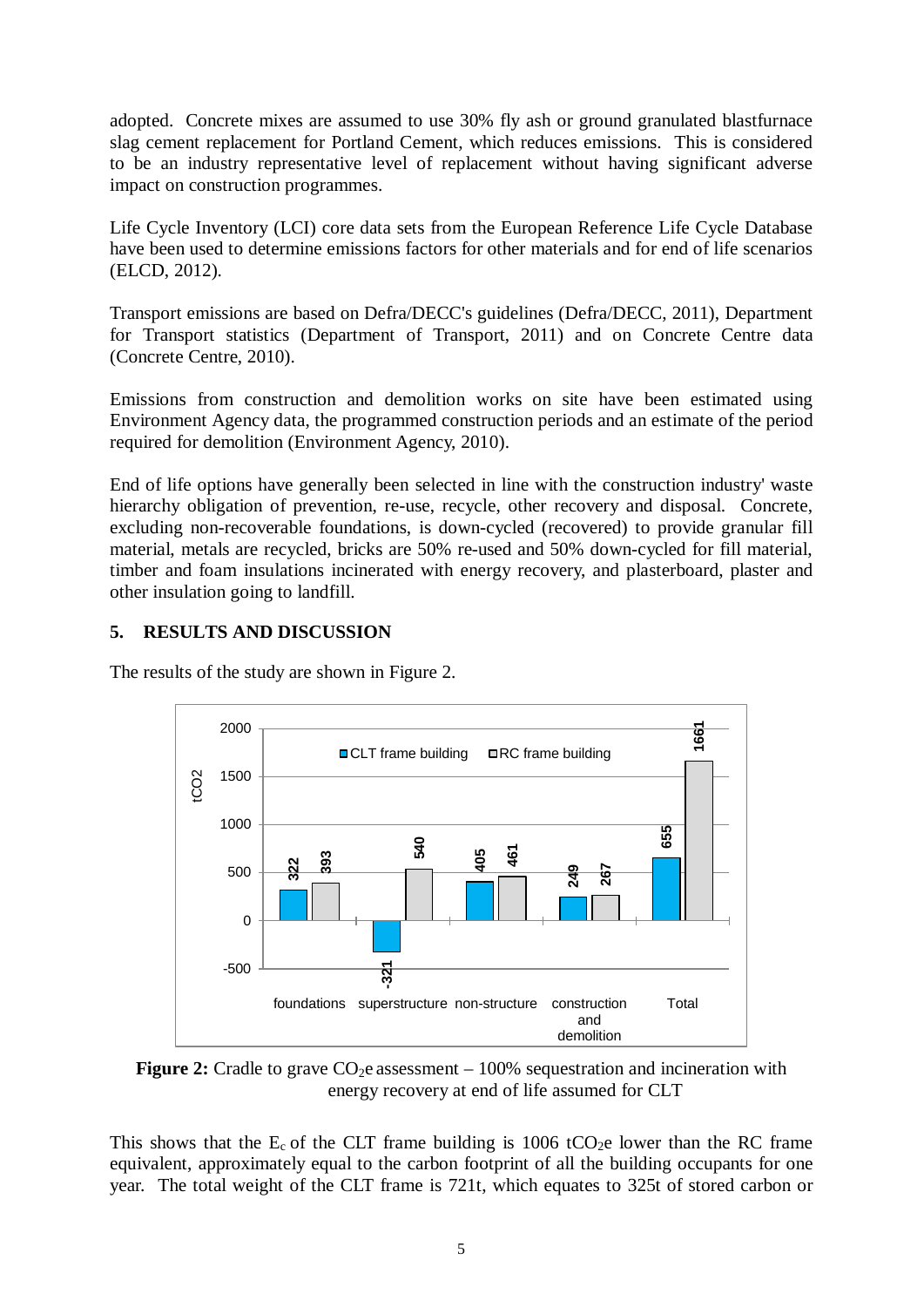adopted. Concrete mixes are assumed to use 30% fly ash or ground granulated blastfurnace slag cement replacement for Portland Cement, which reduces emissions. This is considered to be an industry representative level of replacement without having significant adverse impact on construction programmes.

Life Cycle Inventory (LCI) core data sets from the European Reference Life Cycle Database have been used to determine emissions factors for other materials and for end of life scenarios (ELCD, 2012).

Transport emissions are based on Defra/DECC's guidelines (Defra/DECC, 2011), Department for Transport statistics (Department of Transport, 2011) and on Concrete Centre data (Concrete Centre, 2010).

Emissions from construction and demolition works on site have been estimated using Environment Agency data, the programmed construction periods and an estimate of the period required for demolition (Environment Agency, 2010).

End of life options have generally been selected in line with the construction industry' waste hierarchy obligation of prevention, re-use, recycle, other recovery and disposal. Concrete, excluding non-recoverable foundations, is down-cycled (recovered) to provide granular fill material, metals are recycled, bricks are 50% re-used and 50% down-cycled for fill material, timber and foam insulations incinerated with energy recovery, and plasterboard, plaster and other insulation going to landfill.

## 5. RESULTS AND DISCUSSION

The results of the study are shown in Figure 2.

| $tCO_2$ | CLT frame building | RC frame building |
|---|---|---|
| foundations | 322 | 393 |
| superstructure | -321 | 540 |
| non-structure | 405 | 461 |
| construction and demolition | 249 | 267 |
| Total | 655 | 1661 |

**Figure 2:** Cradle to grave $CO_2e$ assessment – 100% sequestration and incineration with energy recovery at end of life assumed for CLT

This shows that the $E_c$ of the CLT frame building is 1006 $tCO_2e$ lower than the RC frame equivalent, approximately equal to the carbon footprint of all the building occupants for one year. The total weight of the CLT frame is 721t, which equates to 325t of stored carbon or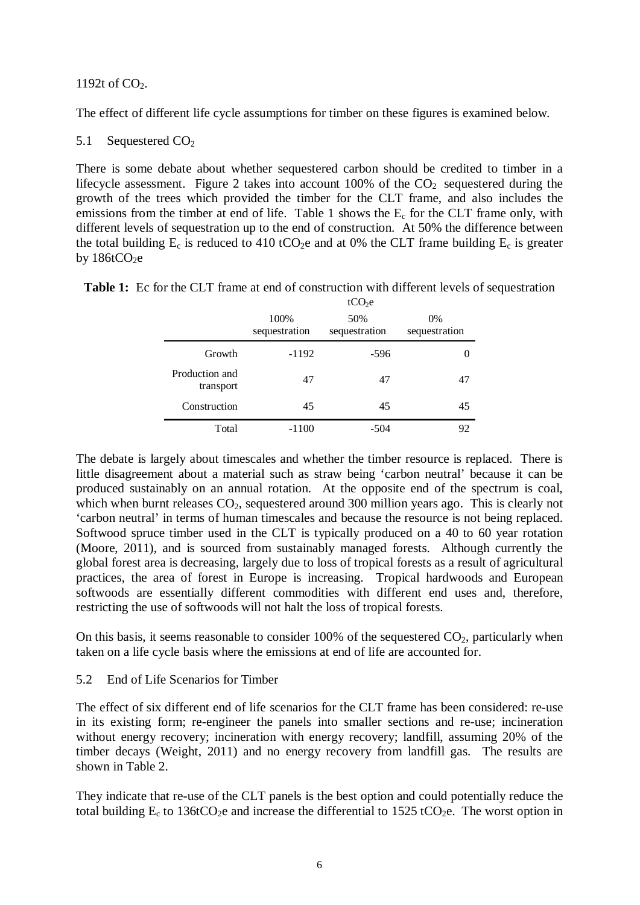1192t of $CO_2$.

The effect of different life cycle assumptions for timber on these figures is examined below.

### 5.1 Sequestered $CO_2$

There is some debate about whether sequestered carbon should be credited to timber in a lifecycle assessment. Figure 2 takes into account 100% of the $CO_2$ sequestered during the growth of the trees which provided the timber for the CLT frame, and also includes the emissions from the timber at end of life. Table 1 shows the $E_c$ for the CLT frame only, with different levels of sequestration up to the end of construction. At 50% the difference between the total building $E_c$ is reduced to 410 $tCO_2e$ and at 0% the CLT frame building $E_c$ is greater by 186$tCO_2e$

**Table 1:** Ec for the CLT frame at end of construction with different levels of sequestration $tCO_2e$

| | 100% sequestration | 50% sequestration | 0% sequestration |
|---|---|---|---|
| Growth | -1192 | -596 | 0 |
| Production and transport | 47 | 47 | 47 |
| Construction | 45 | 45 | 45 |
| Total | -1100 | -504 | 92 |

The debate is largely about timescales and whether the timber resource is replaced. There is little disagreement about a material such as straw being 'carbon neutral' because it can be produced sustainably on an annual rotation. At the opposite end of the spectrum is coal, which when burnt releases $CO_2$, sequestered around 300 million years ago. This is clearly not 'carbon neutral' in terms of human timescales and because the resource is not being replaced. Softwood spruce timber used in the CLT is typically produced on a 40 to 60 year rotation (Moore, 2011), and is sourced from sustainably managed forests. Although currently the global forest area is decreasing, largely due to loss of tropical forests as a result of agricultural practices, the area of forest in Europe is increasing. Tropical hardwoods and European softwoods are essentially different commodities with different end uses and, therefore, restricting the use of softwoods will not halt the loss of tropical forests.

On this basis, it seems reasonable to consider 100% of the sequestered $CO_2$, particularly when taken on a life cycle basis where the emissions at end of life are accounted for.

### 5.2 End of Life Scenarios for Timber

The effect of six different end of life scenarios for the CLT frame has been considered: re-use in its existing form; re-engineer the panels into smaller sections and re-use; incineration without energy recovery; incineration with energy recovery; landfill, assuming 20% of the timber decays (Weight, 2011) and no energy recovery from landfill gas. The results are shown in Table 2.

They indicate that re-use of the CLT panels is the best option and could potentially reduce the total building $E_c$ to 136$tCO_2e$ and increase the differential to 1525 $tCO_2e$. The worst option in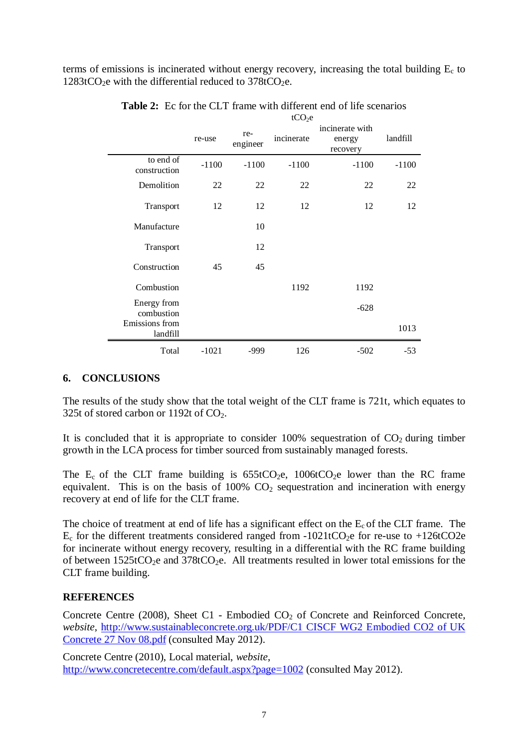terms of emissions is incinerated without energy recovery, increasing the total building $E_c$ to 1283t$CO_2$e with the differential reduced to 378t$CO_2$e.

**Table 2:** Ec for the CLT frame with different end of life scenarios

| | tCO$_2$e | | | | |
|---|---|---|---|---|---|
| | re-use | re-engineer | incinerate | incinerate with energy recovery | landfill |
| to end of construction | -1100 | -1100 | -1100 | -1100 | -1100 |
| Demolition | 22 | 22 | 22 | 22 | 22 |
| Transport | 12 | 12 | 12 | 12 | 12 |
| Manufacture | | 10 | | | |
| Transport | | 12 | | | |
| Construction | 45 | 45 | | | |
| Combustion | | | 1192 | 1192 | |
| Energy from combustion | | | | -628 | |
| Emissions from landfill | | | | | 1013 |
| Total | -1021 | -999 | 126 | -502 | -53 |

## 6. CONCLUSIONS

The results of the study show that the total weight of the CLT frame is 721t, which equates to 325t of stored carbon or 1192t of $CO_2$.

It is concluded that it is appropriate to consider 100% sequestration of $CO_2$ during timber growth in the LCA process for timber sourced from sustainably managed forests.

The $E_c$ of the CLT frame building is 655t$CO_2$e, 1006t$CO_2$e lower than the RC frame equivalent. This is on the basis of 100% $CO_2$ sequestration and incineration with energy recovery at end of life for the CLT frame.

The choice of treatment at end of life has a significant effect on the $E_c$ of the CLT frame. The $E_c$ for the different treatments considered ranged from -1021t$CO_2$e for re-use to +126tCO2e for incinerate without energy recovery, resulting in a differential with the RC frame building of between 1525t$CO_2$e and 378t$CO_2$e. All treatments resulted in lower total emissions for the CLT frame building.

## REFERENCES

Concrete Centre (2008), Sheet C1 - Embodied $CO_2$ of Concrete and Reinforced Concrete, *website*, http://www.sustainableconcrete.org.uk/PDF/C1 CISCF WG2 Embodied CO2 of UK Concrete 27 Nov 08.pdf (consulted May 2012).

Concrete Centre (2010), Local material, *website*, http://www.concretecentre.com/default.aspx?page=1002 (consulted May 2012).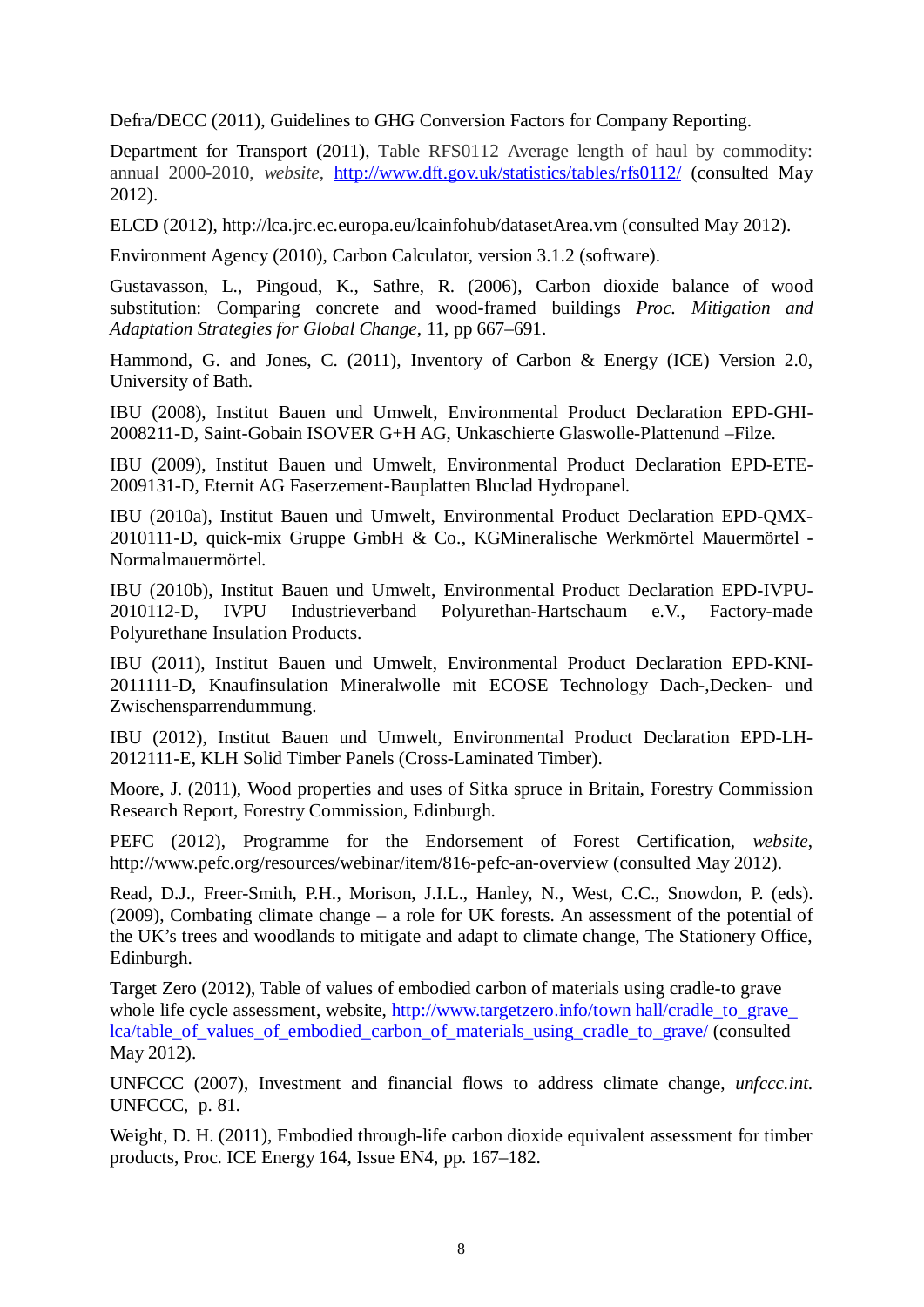Defra/DECC (2011), Guidelines to GHG Conversion Factors for Company Reporting.

Department for Transport (2011), Table RFS0112 Average length of haul by commodity: annual 2000-2010, *website*, http://www.dft.gov.uk/statistics/tables/rfs0112/ (consulted May 2012).

ELCD (2012), http://lca.jrc.ec.europa.eu/lcainfohub/datasetArea.vm (consulted May 2012).

Environment Agency (2010), Carbon Calculator, version 3.1.2 (software).

Gustavasson, L., Pingoud, K., Sathre, R. (2006), Carbon dioxide balance of wood substitution: Comparing concrete and wood-framed buildings *Proc. Mitigation and Adaptation Strategies for Global Change*, 11, pp 667–691.

Hammond, G. and Jones, C. (2011), Inventory of Carbon & Energy (ICE) Version 2.0, University of Bath.

IBU (2008), Institut Bauen und Umwelt, Environmental Product Declaration EPD-GHI-2008211-D, Saint-Gobain ISOVER G+H AG, Unkaschierte Glaswolle-Plattenund –Filze.

IBU (2009), Institut Bauen und Umwelt, Environmental Product Declaration EPD-ETE-2009131-D, Eternit AG Faserzement-Bauplatten Bluclad Hydropanel.

IBU (2010a), Institut Bauen und Umwelt, Environmental Product Declaration EPD-QMX-2010111-D, quick-mix Gruppe GmbH & Co., KGMineralische Werkmörtel Mauermörtel - Normalmauermörtel.

IBU (2010b), Institut Bauen und Umwelt, Environmental Product Declaration EPD-IVPU-2010112-D, IVPU Industrieverband Polyurethan-Hartschaum e.V., Factory-made Polyurethane Insulation Products.

IBU (2011), Institut Bauen und Umwelt, Environmental Product Declaration EPD-KNI-2011111-D, Knaufinsulation Mineralwolle mit ECOSE Technology Dach-,Decken- und Zwischensparrendummung.

IBU (2012), Institut Bauen und Umwelt, Environmental Product Declaration EPD-LH-2012111-E, KLH Solid Timber Panels (Cross-Laminated Timber).

Moore, J. (2011), Wood properties and uses of Sitka spruce in Britain, Forestry Commission Research Report, Forestry Commission, Edinburgh.

PEFC (2012), Programme for the Endorsement of Forest Certification, *website*, http://www.pefc.org/resources/webinar/item/816-pefc-an-overview (consulted May 2012).

Read, D.J., Freer-Smith, P.H., Morison, J.I.L., Hanley, N., West, C.C., Snowdon, P. (eds). (2009), Combating climate change – a role for UK forests. An assessment of the potential of the UK's trees and woodlands to mitigate and adapt to climate change, The Stationery Office, Edinburgh.

Target Zero (2012), Table of values of embodied carbon of materials using cradle-to grave whole life cycle assessment, website, http://www.targetzero.info/town hall/cradle_to_grave_lca/table_of_values_of_embodied_carbon_of_materials_using_cradle_to_grave/ (consulted May 2012).

UNFCCC (2007), Investment and financial flows to address climate change, *unfccc.int.* UNFCCC, p. 81.

Weight, D. H. (2011), Embodied through-life carbon dioxide equivalent assessment for timber products, Proc. ICE Energy 164, Issue EN4, pp. 167–182.